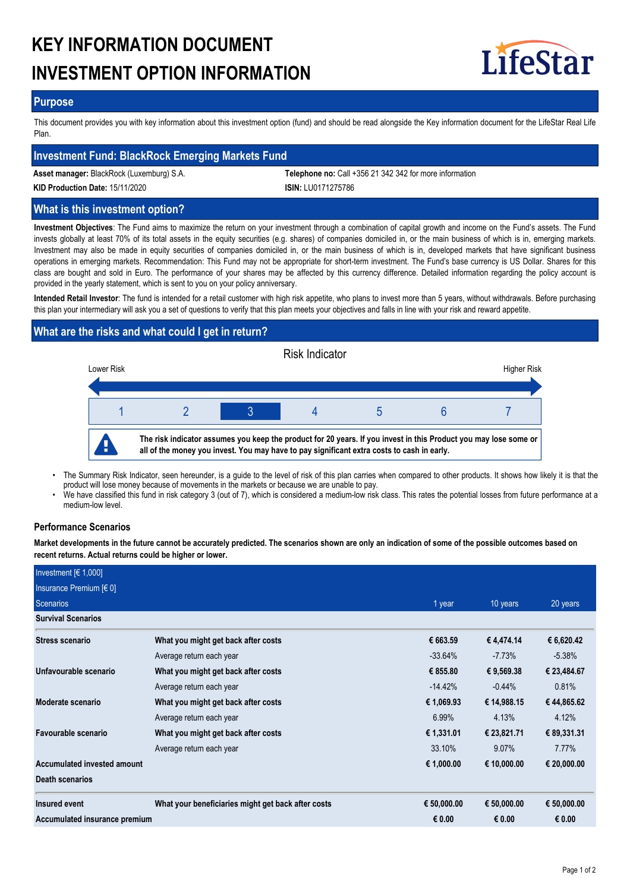# KEY INFORMATION DOCUMENT
# INVESTMENT OPTION INFORMATION

LifeStar

## Purpose

This document provides you with key information about this investment option (fund) and should be read alongside the Key information document for the LifeStar Real Life Plan.

## Investment Fund: BlackRock Emerging Markets Fund

**Asset manager:** BlackRock (Luxemburg) S.A.

**Telephone no:** Call +356 21 342 342 for more information

**KID Production Date:** 15/11/2020

**ISIN:** LU0171275786

## What is this investment option?

**Investment Objectives**: The Fund aims to maximize the return on your investment through a combination of capital growth and income on the Fund's assets. The Fund invests globally at least 70% of its total assets in the equity securities (e.g. shares) of companies domiciled in, or the main business of which is in, emerging markets. Investment may also be made in equity securities of companies domiciled in, or the main business of which is in, developed markets that have significant business operations in emerging markets. Recommendation: This Fund may not be appropriate for short-term investment. The Fund's base currency is US Dollar. Shares for this class are bought and sold in Euro. The performance of your shares may be affected by this currency difference. Detailed information regarding the policy account is provided in the yearly statement, which is sent to you on your policy anniversary.

**Intended Retail Investor**: The fund is intended for a retail customer with high risk appetite, who plans to invest more than 5 years, without withdrawals. Before purchasing this plan your intermediary will ask you a set of questions to verify that this plan meets your objectives and falls in line with your risk and reward appetite.

## What are the risks and what could I get in return?

Risk Indicator

Lower Risk — Higher Risk

| 1 | 2 | **3** | 4 | 5 | 6 | 7 |
|---|---|---|---|---|---|---|

**The risk indicator assumes you keep the product for 20 years. If you invest in this Product you may lose some or all of the money you invest. You may have to pay significant extra costs to cash in early.**

- The Summary Risk Indicator, seen hereunder, is a guide to the level of risk of this plan carries when compared to other products. It shows how likely it is that the product will lose money because of movements in the markets or because we are unable to pay.
- We have classified this fund in risk category 3 (out of 7), which is considered a medium-low risk class. This rates the potential losses from future performance at a medium-low level.

### Performance Scenarios

**Market developments in the future cannot be accurately predicted. The scenarios shown are only an indication of some of the possible outcomes based on recent returns. Actual returns could be higher or lower.**

| Investment [€ 1,000]<br>Insurance Premium [€ 0]<br>Scenarios | | 1 year | 10 years | 20 years |
|---|---|---|---|---|
| **Survival Scenarios** | | | | |
| **Stress scenario** | **What you might get back after costs** | **€ 663.59** | **€ 4,474.14** | **€ 6,620.42** |
| | Average return each year | -33.64% | -7.73% | -5.38% |
| **Unfavourable scenario** | **What you might get back after costs** | **€ 855.80** | **€ 9,569.38** | **€ 23,484.67** |
| | Average return each year | -14.42% | -0.44% | 0.81% |
| **Moderate scenario** | **What you might get back after costs** | **€ 1,069.93** | **€ 14,988.15** | **€ 44,865.62** |
| | Average return each year | 6.99% | 4.13% | 4.12% |
| **Favourable scenario** | **What you might get back after costs** | **€ 1,331.01** | **€ 23,821.71** | **€ 89,331.31** |
| | Average return each year | 33.10% | 9.07% | 7.77% |
| **Accumulated invested amount** | | **€ 1,000.00** | **€ 10,000.00** | **€ 20,000.00** |
| **Death scenarios** | | | | |
| **Insured event** | **What your beneficiaries might get back after costs** | **€ 50,000.00** | **€ 50,000.00** | **€ 50,000.00** |
| **Accumulated insurance premium** | | **€ 0.00** | **€ 0.00** | **€ 0.00** |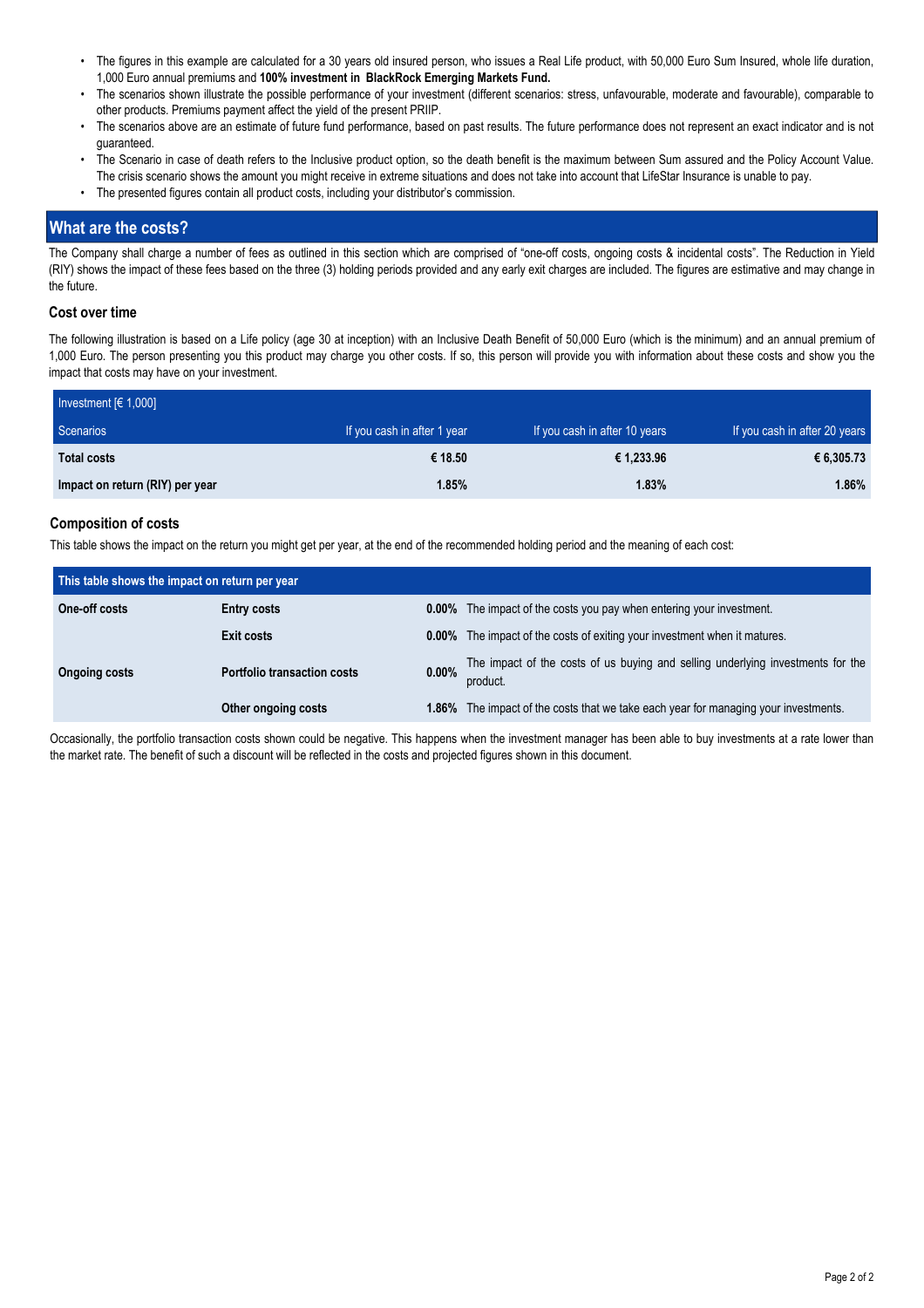- The figures in this example are calculated for a 30 years old insured person, who issues a Real Life product, with 50,000 Euro Sum Insured, whole life duration, 1,000 Euro annual premiums and **100% investment in BlackRock Emerging Markets Fund.**
- The scenarios shown illustrate the possible performance of your investment (different scenarios: stress, unfavourable, moderate and favourable), comparable to other products. Premiums payment affect the yield of the present PRIIP.
- The scenarios above are an estimate of future fund performance, based on past results. The future performance does not represent an exact indicator and is not guaranteed.
- The Scenario in case of death refers to the Inclusive product option, so the death benefit is the maximum between Sum assured and the Policy Account Value. The crisis scenario shows the amount you might receive in extreme situations and does not take into account that LifeStar Insurance is unable to pay.
- The presented figures contain all product costs, including your distributor's commission.

## What are the costs?

The Company shall charge a number of fees as outlined in this section which are comprised of "one-off costs, ongoing costs & incidental costs". The Reduction in Yield (RIY) shows the impact of these fees based on the three (3) holding periods provided and any early exit charges are included. The figures are estimative and may change in the future.

### Cost over time

The following illustration is based on a Life policy (age 30 at inception) with an Inclusive Death Benefit of 50,000 Euro (which is the minimum) and an annual premium of 1,000 Euro. The person presenting you this product may charge you other costs. If so, this person will provide you with information about these costs and show you the impact that costs may have on your investment.

| Investment [€ 1,000] | | | |
|---|---|---|---|
| Scenarios | If you cash in after 1 year | If you cash in after 10 years | If you cash in after 20 years |
| **Total costs** | **€ 18.50** | **€ 1,233.96** | **€ 6,305.73** |
| **Impact on return (RIY) per year** | **1.85%** | **1.83%** | **1.86%** |

### Composition of costs

This table shows the impact on the return you might get per year, at the end of the recommended holding period and the meaning of each cost:

| This table shows the impact on return per year | | | |
|---|---|---|---|
| **One-off costs** | **Entry costs** | **0.00%** | The impact of the costs you pay when entering your investment. |
| | **Exit costs** | **0.00%** | The impact of the costs of exiting your investment when it matures. |
| **Ongoing costs** | **Portfolio transaction costs** | **0.00%** | The impact of the costs of us buying and selling underlying investments for the product. |
| | **Other ongoing costs** | **1.86%** | The impact of the costs that we take each year for managing your investments. |

Occasionally, the portfolio transaction costs shown could be negative. This happens when the investment manager has been able to buy investments at a rate lower than the market rate. The benefit of such a discount will be reflected in the costs and projected figures shown in this document.